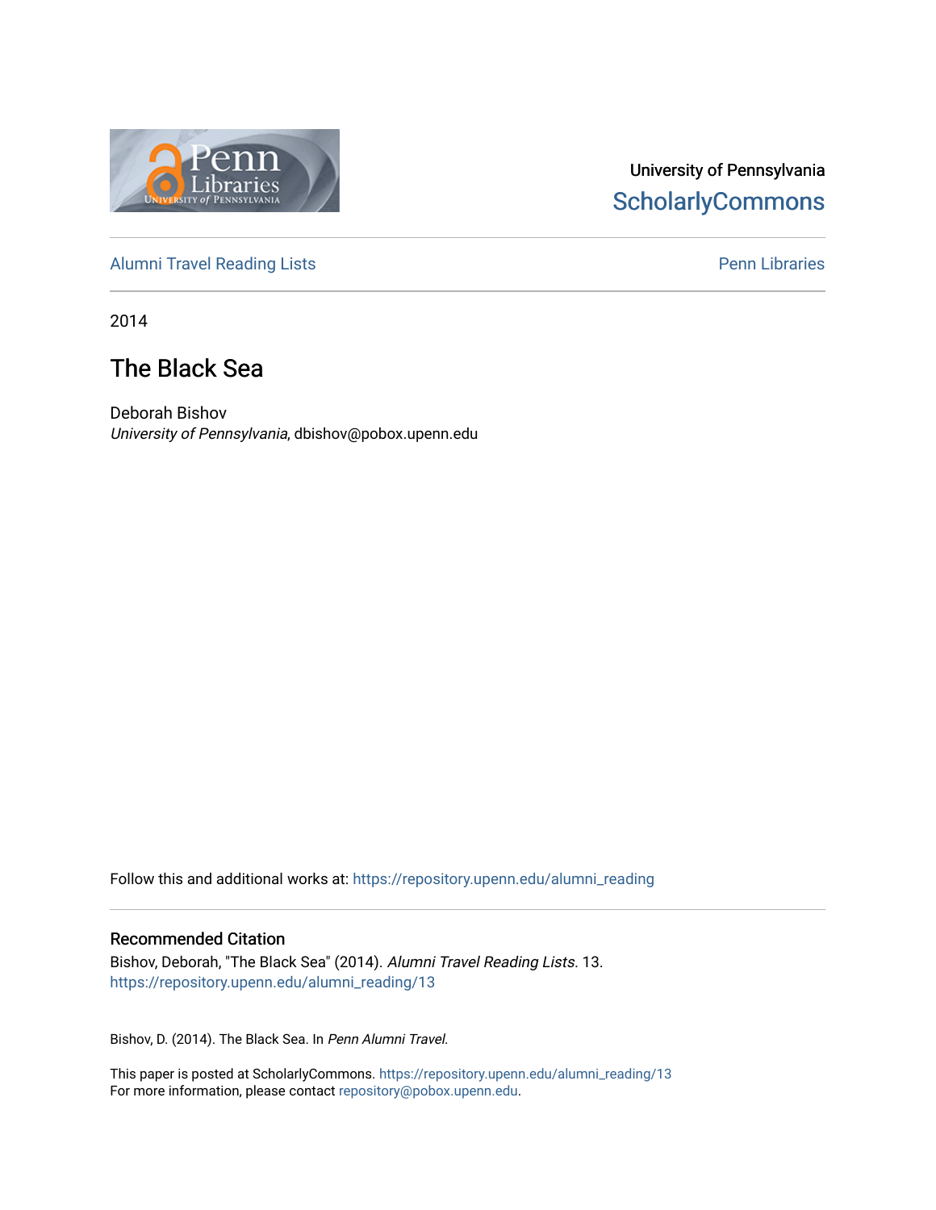University of Pennsylvania
ScholarlyCommons

Alumni Travel Reading Lists | Penn Libraries

2014

# The Black Sea

Deborah Bishov
*University of Pennsylvania*, dbishov@pobox.upenn.edu

Follow this and additional works at: https://repository.upenn.edu/alumni_reading

## Recommended Citation

Bishov, Deborah, "The Black Sea" (2014). *Alumni Travel Reading Lists*. 13.
https://repository.upenn.edu/alumni_reading/13

Bishov, D. (2014). The Black Sea. In *Penn Alumni Travel*.

This paper is posted at ScholarlyCommons. https://repository.upenn.edu/alumni_reading/13
For more information, please contact repository@pobox.upenn.edu.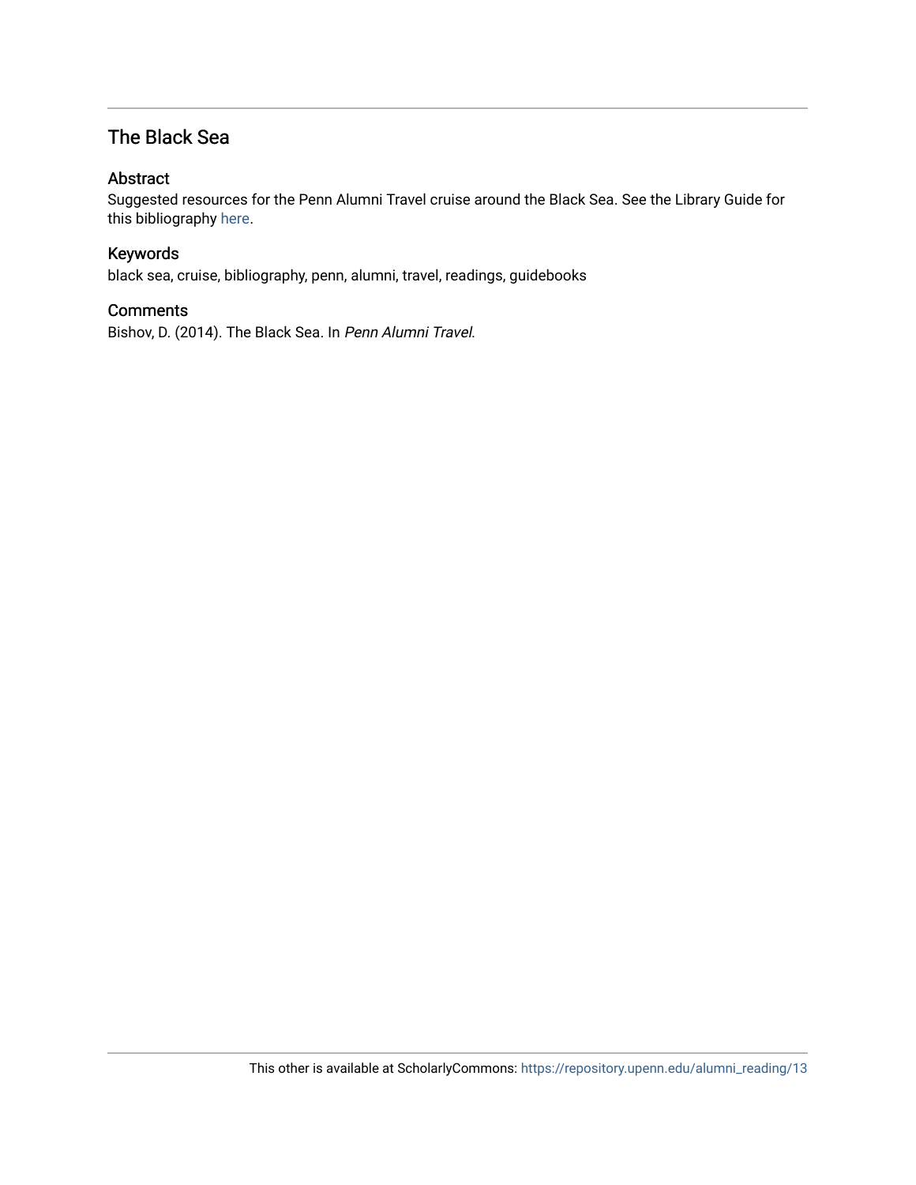## The Black Sea

### Abstract

Suggested resources for the Penn Alumni Travel cruise around the Black Sea. See the Library Guide for this bibliography here.

### Keywords

black sea, cruise, bibliography, penn, alumni, travel, readings, guidebooks

### Comments

Bishov, D. (2014). The Black Sea. In *Penn Alumni Travel*.

This other is available at ScholarlyCommons: https://repository.upenn.edu/alumni_reading/13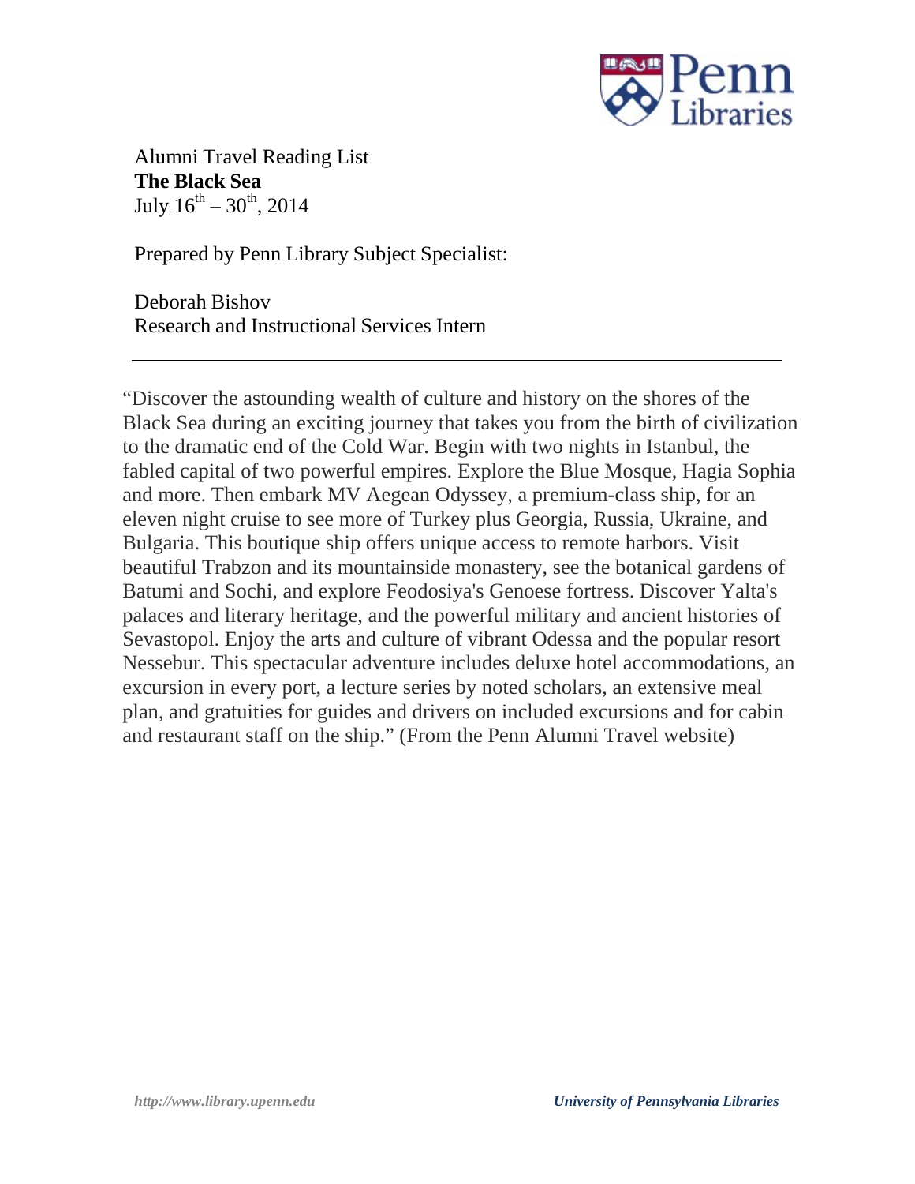Alumni Travel Reading List

**The Black Sea**

July 16th – 30th, 2014

Prepared by Penn Library Subject Specialist:

Deborah Bishov
Research and Instructional Services Intern

---

"Discover the astounding wealth of culture and history on the shores of the Black Sea during an exciting journey that takes you from the birth of civilization to the dramatic end of the Cold War. Begin with two nights in Istanbul, the fabled capital of two powerful empires. Explore the Blue Mosque, Hagia Sophia and more. Then embark MV Aegean Odyssey, a premium-class ship, for an eleven night cruise to see more of Turkey plus Georgia, Russia, Ukraine, and Bulgaria. This boutique ship offers unique access to remote harbors. Visit beautiful Trabzon and its mountainside monastery, see the botanical gardens of Batumi and Sochi, and explore Feodosiya's Genoese fortress. Discover Yalta's palaces and literary heritage, and the powerful military and ancient histories of Sevastopol. Enjoy the arts and culture of vibrant Odessa and the popular resort Nessebur. This spectacular adventure includes deluxe hotel accommodations, an excursion in every port, a lecture series by noted scholars, an extensive meal plan, and gratuities for guides and drivers on included excursions and for cabin and restaurant staff on the ship." (From the Penn Alumni Travel website)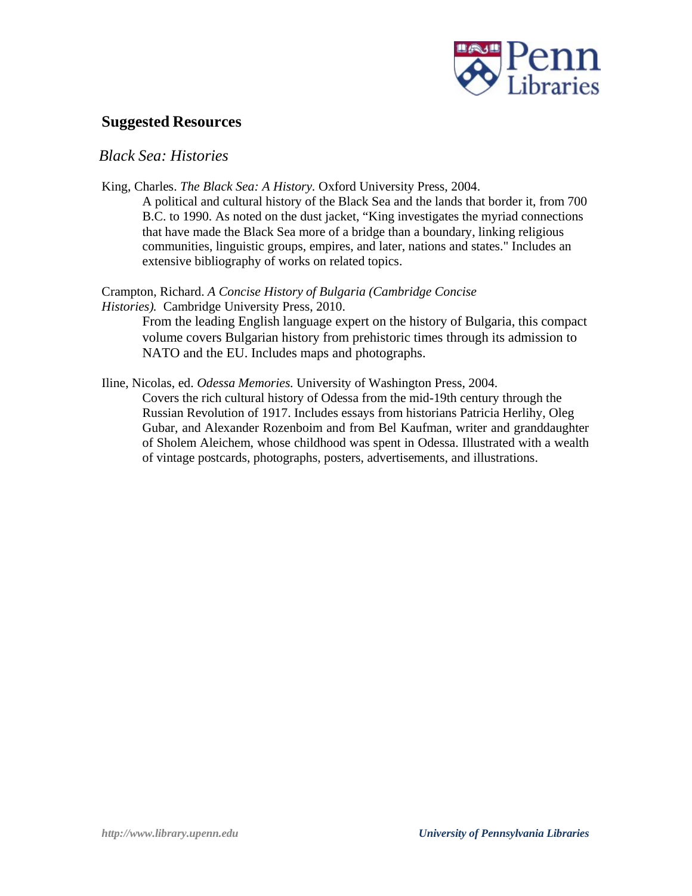## Suggested Resources

### *Black Sea: Histories*

King, Charles. *The Black Sea: A History.* Oxford University Press, 2004.

A political and cultural history of the Black Sea and the lands that border it, from 700 B.C. to 1990. As noted on the dust jacket, "King investigates the myriad connections that have made the Black Sea more of a bridge than a boundary, linking religious communities, linguistic groups, empires, and later, nations and states." Includes an extensive bibliography of works on related topics.

Crampton, Richard. *A Concise History of Bulgaria (Cambridge Concise Histories).* Cambridge University Press, 2010.

From the leading English language expert on the history of Bulgaria, this compact volume covers Bulgarian history from prehistoric times through its admission to NATO and the EU. Includes maps and photographs.

Iline, Nicolas, ed. *Odessa Memories.* University of Washington Press, 2004.

Covers the rich cultural history of Odessa from the mid-19th century through the Russian Revolution of 1917. Includes essays from historians Patricia Herlihy, Oleg Gubar, and Alexander Rozenboim and from Bel Kaufman, writer and granddaughter of Sholem Aleichem, whose childhood was spent in Odessa. Illustrated with a wealth of vintage postcards, photographs, posters, advertisements, and illustrations.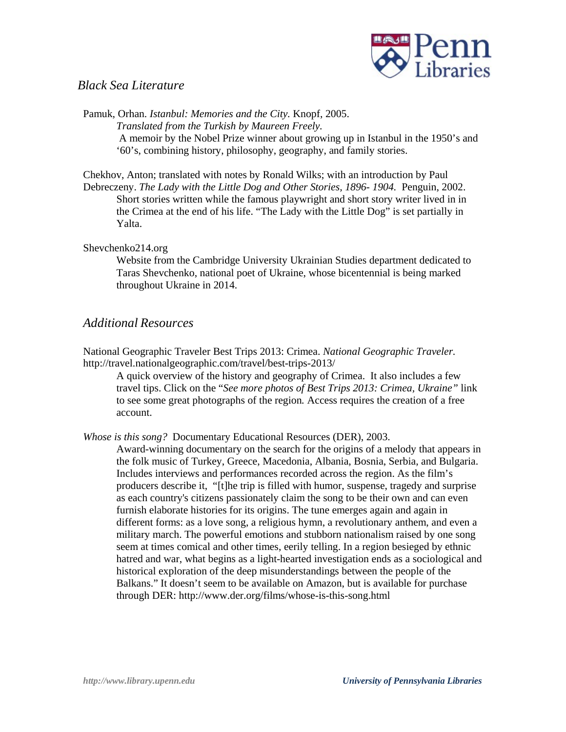## *Black Sea Literature*

Pamuk, Orhan. *Istanbul: Memories and the City.* Knopf, 2005.
*Translated from the Turkish by Maureen Freely.*
A memoir by the Nobel Prize winner about growing up in Istanbul in the 1950's and '60's, combining history, philosophy, geography, and family stories.

Chekhov, Anton; translated with notes by Ronald Wilks; with an introduction by Paul Debreczeny. *The Lady with the Little Dog and Other Stories, 1896- 1904.* Penguin, 2002.
Short stories written while the famous playwright and short story writer lived in in the Crimea at the end of his life. "The Lady with the Little Dog" is set partially in Yalta.

Shevchenko214.org
Website from the Cambridge University Ukrainian Studies department dedicated to Taras Shevchenko, national poet of Ukraine, whose bicentennial is being marked throughout Ukraine in 2014.

## *Additional Resources*

National Geographic Traveler Best Trips 2013: Crimea. *National Geographic Traveler.* http://travel.nationalgeographic.com/travel/best-trips-2013/
A quick overview of the history and geography of Crimea. It also includes a few travel tips. Click on the "*See more photos of Best Trips 2013: Crimea, Ukraine"* link to see some great photographs of the region. Access requires the creation of a free account.

*Whose is this song?* Documentary Educational Resources (DER), 2003.
Award-winning documentary on the search for the origins of a melody that appears in the folk music of Turkey, Greece, Macedonia, Albania, Bosnia, Serbia, and Bulgaria. Includes interviews and performances recorded across the region. As the film's producers describe it, "[t]he trip is filled with humor, suspense, tragedy and surprise as each country's citizens passionately claim the song to be their own and can even furnish elaborate histories for its origins. The tune emerges again and again in different forms: as a love song, a religious hymn, a revolutionary anthem, and even a military march. The powerful emotions and stubborn nationalism raised by one song seem at times comical and other times, eerily telling. In a region besieged by ethnic hatred and war, what begins as a light-hearted investigation ends as a sociological and historical exploration of the deep misunderstandings between the people of the Balkans." It doesn't seem to be available on Amazon, but is available for purchase through DER: http://www.der.org/films/whose-is-this-song.html